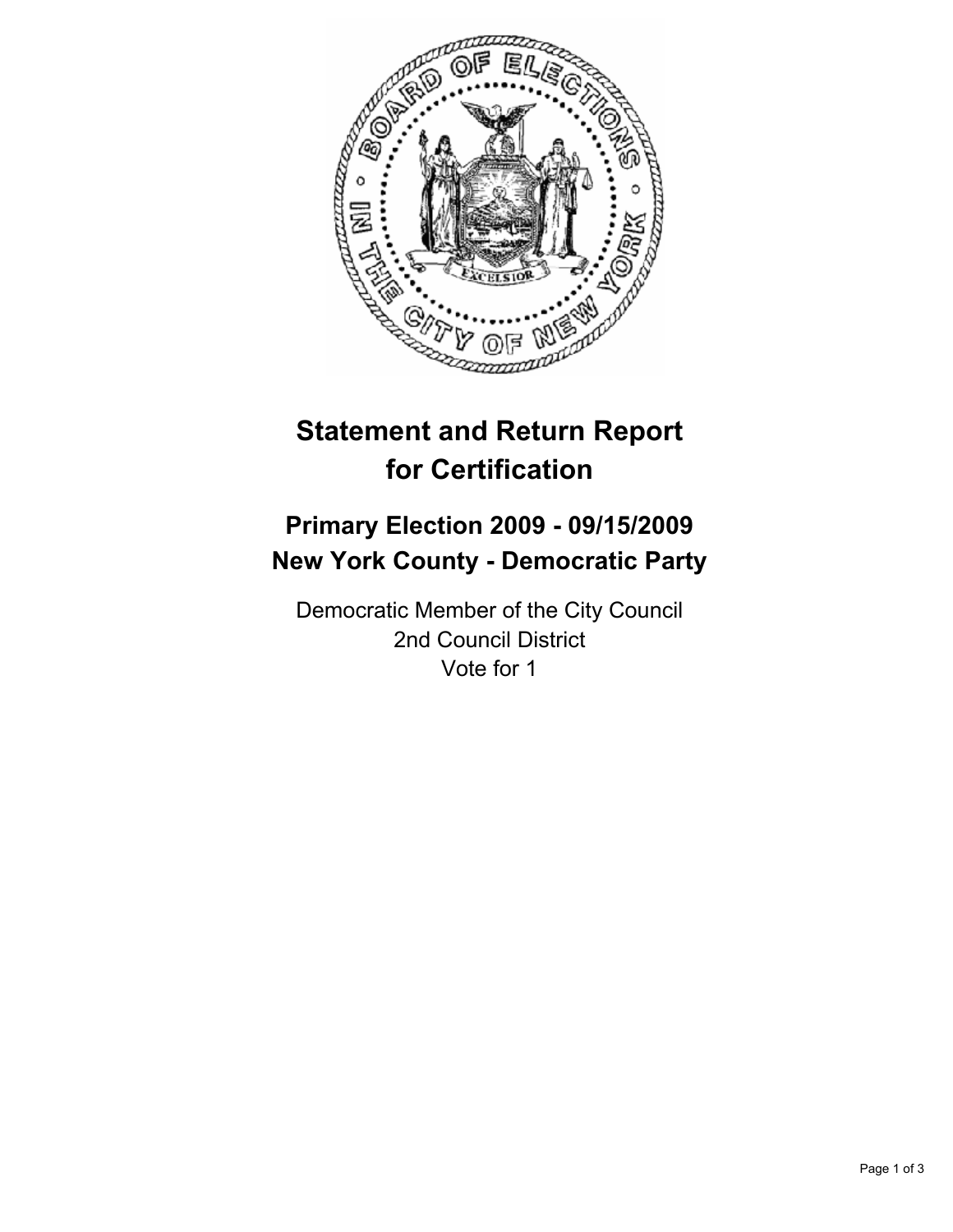# Statement and Return Report for Certification

## Primary Election 2009 - 09/15/2009
## New York County - Democratic Party

Democratic Member of the City Council
2nd Council District
Vote for 1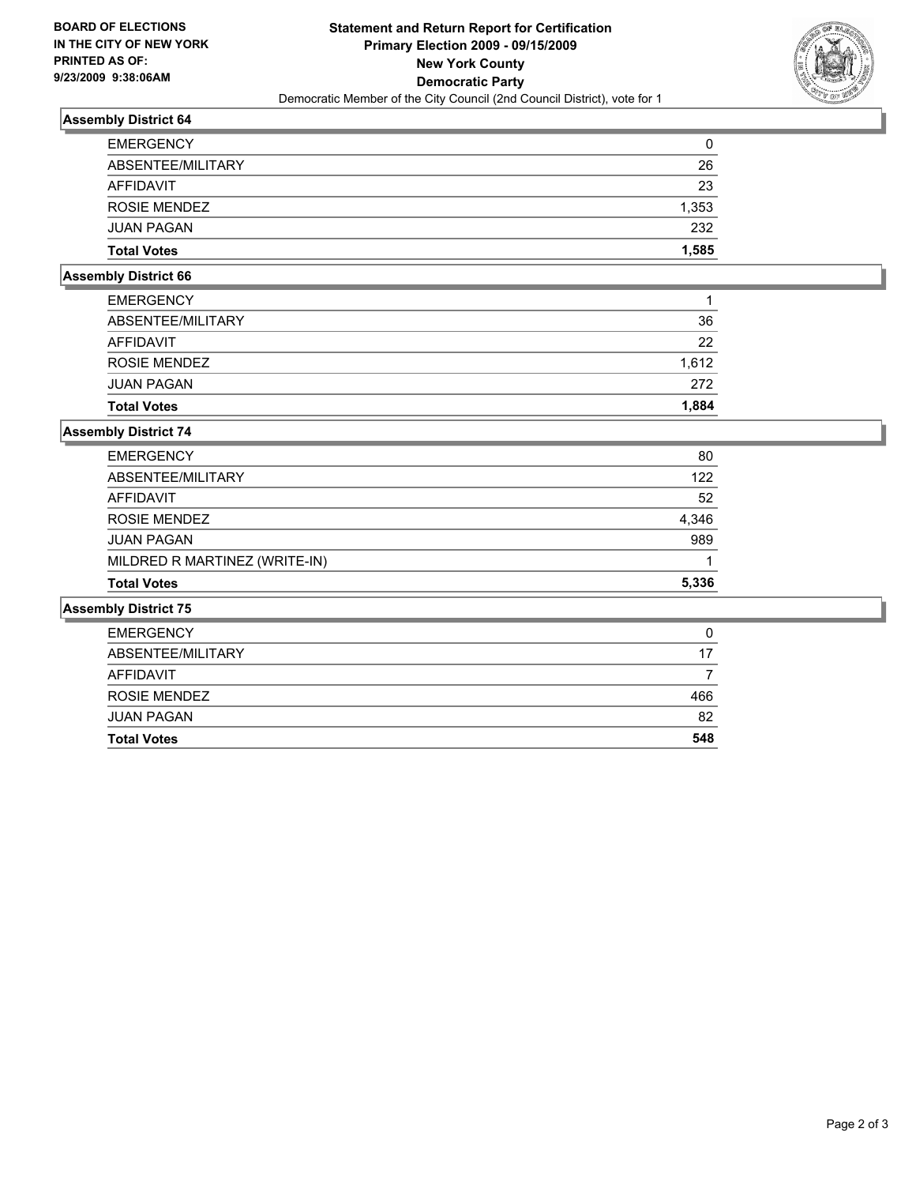**BOARD OF ELECTIONS IN THE CITY OF NEW YORK PRINTED AS OF: 9/23/2009 9:38:06AM**

# Statement and Return Report for Certification
## Primary Election 2009 - 09/15/2009
## New York County
## Democratic Party
Democratic Member of the City Council (2nd Council District), vote for 1

### Assembly District 64

| | |
|---|---|
| EMERGENCY | 0 |
| ABSENTEE/MILITARY | 26 |
| AFFIDAVIT | 23 |
| ROSIE MENDEZ | 1,353 |
| JUAN PAGAN | 232 |
| **Total Votes** | **1,585** |

### Assembly District 66

| | |
|---|---|
| EMERGENCY | 1 |
| ABSENTEE/MILITARY | 36 |
| AFFIDAVIT | 22 |
| ROSIE MENDEZ | 1,612 |
| JUAN PAGAN | 272 |
| **Total Votes** | **1,884** |

### Assembly District 74

| | |
|---|---|
| EMERGENCY | 80 |
| ABSENTEE/MILITARY | 122 |
| AFFIDAVIT | 52 |
| ROSIE MENDEZ | 4,346 |
| JUAN PAGAN | 989 |
| MILDRED R MARTINEZ (WRITE-IN) | 1 |
| **Total Votes** | **5,336** |

### Assembly District 75

| | |
|---|---|
| EMERGENCY | 0 |
| ABSENTEE/MILITARY | 17 |
| AFFIDAVIT | 7 |
| ROSIE MENDEZ | 466 |
| JUAN PAGAN | 82 |
| **Total Votes** | **548** |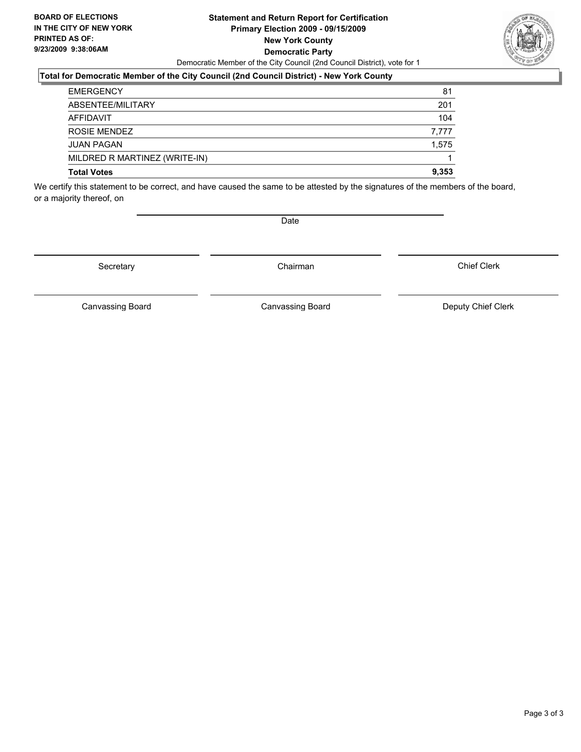**BOARD OF ELECTIONS IN THE CITY OF NEW YORK**
**PRINTED AS OF: 9/23/2009 9:38:06AM**

**Statement and Return Report for Certification**
**Primary Election 2009 - 09/15/2009**
**New York County**
**Democratic Party**

Democratic Member of the City Council (2nd Council District), vote for 1

**Total for Democratic Member of the City Council (2nd Council District) - New York County**

| | |
|---|---|
| EMERGENCY | 81 |
| ABSENTEE/MILITARY | 201 |
| AFFIDAVIT | 104 |
| ROSIE MENDEZ | 7,777 |
| JUAN PAGAN | 1,575 |
| MILDRED R MARTINEZ (WRITE-IN) | 1 |
| **Total Votes** | **9,353** |

We certify this statement to be correct, and have caused the same to be attested by the signatures of the members of the board, or a majority thereof, on

Date

| | | |
|---|---|---|
| Secretary | Chairman | Chief Clerk |
| Canvassing Board | Canvassing Board | Deputy Chief Clerk |